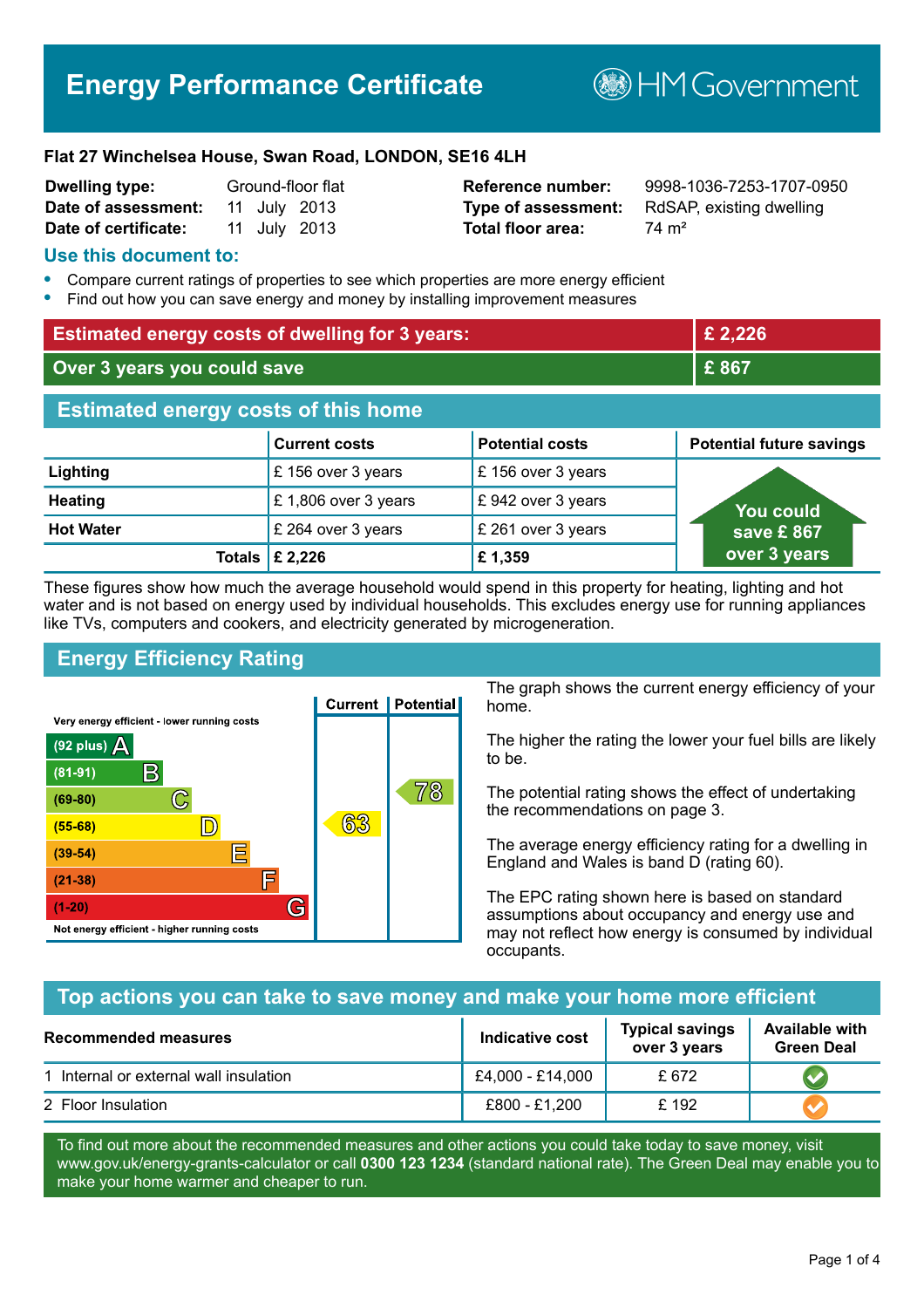# Energy Performance Certificate

HM Government

**Flat 27 Winchelsea House, Swan Road, LONDON, SE16 4LH**

| | | | |
|---|---|---|---|
| **Dwelling type:** | Ground-floor flat | **Reference number:** | 9998-1036-7253-1707-0950 |
| **Date of assessment:** | 11 July 2013 | **Type of assessment:** | RdSAP, existing dwelling |
| **Date of certificate:** | 11 July 2013 | **Total floor area:** | 74 m² |

## Use this document to:

- Compare current ratings of properties to see which properties are more energy efficient
- Find out how you can save energy and money by installing improvement measures

| | |
|---|---|
| **Estimated energy costs of dwelling for 3 years:** | **£ 2,226** |
| **Over 3 years you could save** | **£ 867** |

## Estimated energy costs of this home

| | Current costs | Potential costs | Potential future savings |
|---|---|---|---|
| **Lighting** | £ 156 over 3 years | £ 156 over 3 years | You could save £ 867 over 3 years |
| **Heating** | £ 1,806 over 3 years | £ 942 over 3 years | |
| **Hot Water** | £ 264 over 3 years | £ 261 over 3 years | |
| **Totals** | **£ 2,226** | **£ 1,359** | |

These figures show how much the average household would spend in this property for heating, lighting and hot water and is not based on energy used by individual households. This excludes energy use for running appliances like TVs, computers and cookers, and electricity generated by microgeneration.

## Energy Efficiency Rating

| Rating | Current | Potential |
|---|---|---|
| Very energy efficient - lower running costs | | |
| (92 plus) A | | |
| (81-91) B | | |
| (69-80) C | | 78 |
| (55-68) D | 63 | |
| (39-54) E | | |
| (21-38) F | | |
| (1-20) G | | |
| Not energy efficient - higher running costs | | |

The graph shows the current energy efficiency of your home.

The higher the rating the lower your fuel bills are likely to be.

The potential rating shows the effect of undertaking the recommendations on page 3.

The average energy efficiency rating for a dwelling in England and Wales is band D (rating 60).

The EPC rating shown here is based on standard assumptions about occupancy and energy use and may not reflect how energy is consumed by individual occupants.

## Top actions you can take to save money and make your home more efficient

| Recommended measures | Indicative cost | Typical savings over 3 years | Available with Green Deal |
|---|---|---|---|
| 1 Internal or external wall insulation | £4,000 - £14,000 | £ 672 | ✔ |
| 2 Floor Insulation | £800 - £1,200 | £ 192 | ✔ |

To find out more about the recommended measures and other actions you could take today to save money, visit www.gov.uk/energy-grants-calculator or call **0300 123 1234** (standard national rate). The Green Deal may enable you to make your home warmer and cheaper to run.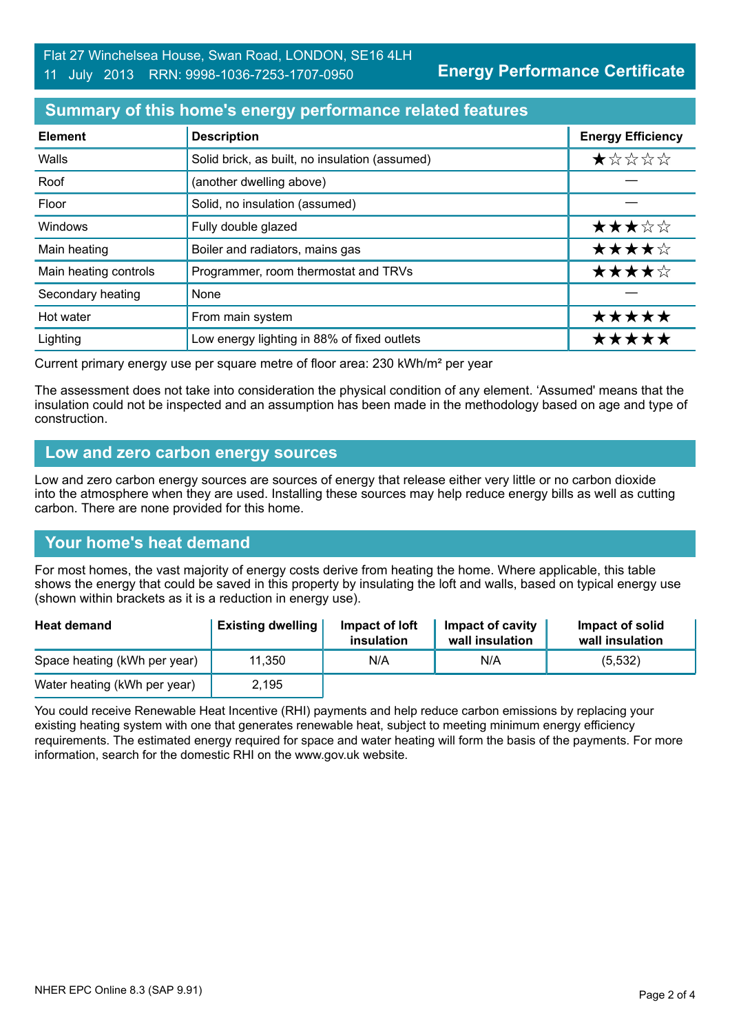Flat 27 Winchelsea House, Swan Road, LONDON, SE16 4LH
11 July 2013 RRN: 9998-1036-7253-1707-0950

**Energy Performance Certificate**

## Summary of this home's energy performance related features

| Element | Description | Energy Efficiency |
|---|---|---|
| Walls | Solid brick, as built, no insulation (assumed) | ★☆☆☆☆ |
| Roof | (another dwelling above) | — |
| Floor | Solid, no insulation (assumed) | — |
| Windows | Fully double glazed | ★★★☆☆ |
| Main heating | Boiler and radiators, mains gas | ★★★★☆ |
| Main heating controls | Programmer, room thermostat and TRVs | ★★★★☆ |
| Secondary heating | None | — |
| Hot water | From main system | ★★★★★ |
| Lighting | Low energy lighting in 88% of fixed outlets | ★★★★★ |

Current primary energy use per square metre of floor area: 230 kWh/m² per year

The assessment does not take into consideration the physical condition of any element. 'Assumed' means that the insulation could not be inspected and an assumption has been made in the methodology based on age and type of construction.

## Low and zero carbon energy sources

Low and zero carbon energy sources are sources of energy that release either very little or no carbon dioxide into the atmosphere when they are used. Installing these sources may help reduce energy bills as well as cutting carbon. There are none provided for this home.

## Your home's heat demand

For most homes, the vast majority of energy costs derive from heating the home. Where applicable, this table shows the energy that could be saved in this property by insulating the loft and walls, based on typical energy use (shown within brackets as it is a reduction in energy use).

| Heat demand | Existing dwelling | Impact of loft insulation | Impact of cavity wall insulation | Impact of solid wall insulation |
|---|---|---|---|---|
| Space heating (kWh per year) | 11,350 | N/A | N/A | (5,532) |
| Water heating (kWh per year) | 2,195 | | | |

You could receive Renewable Heat Incentive (RHI) payments and help reduce carbon emissions by replacing your existing heating system with one that generates renewable heat, subject to meeting minimum energy efficiency requirements. The estimated energy required for space and water heating will form the basis of the payments. For more information, search for the domestic RHI on the www.gov.uk website.

NHER EPC Online 8.3 (SAP 9.91)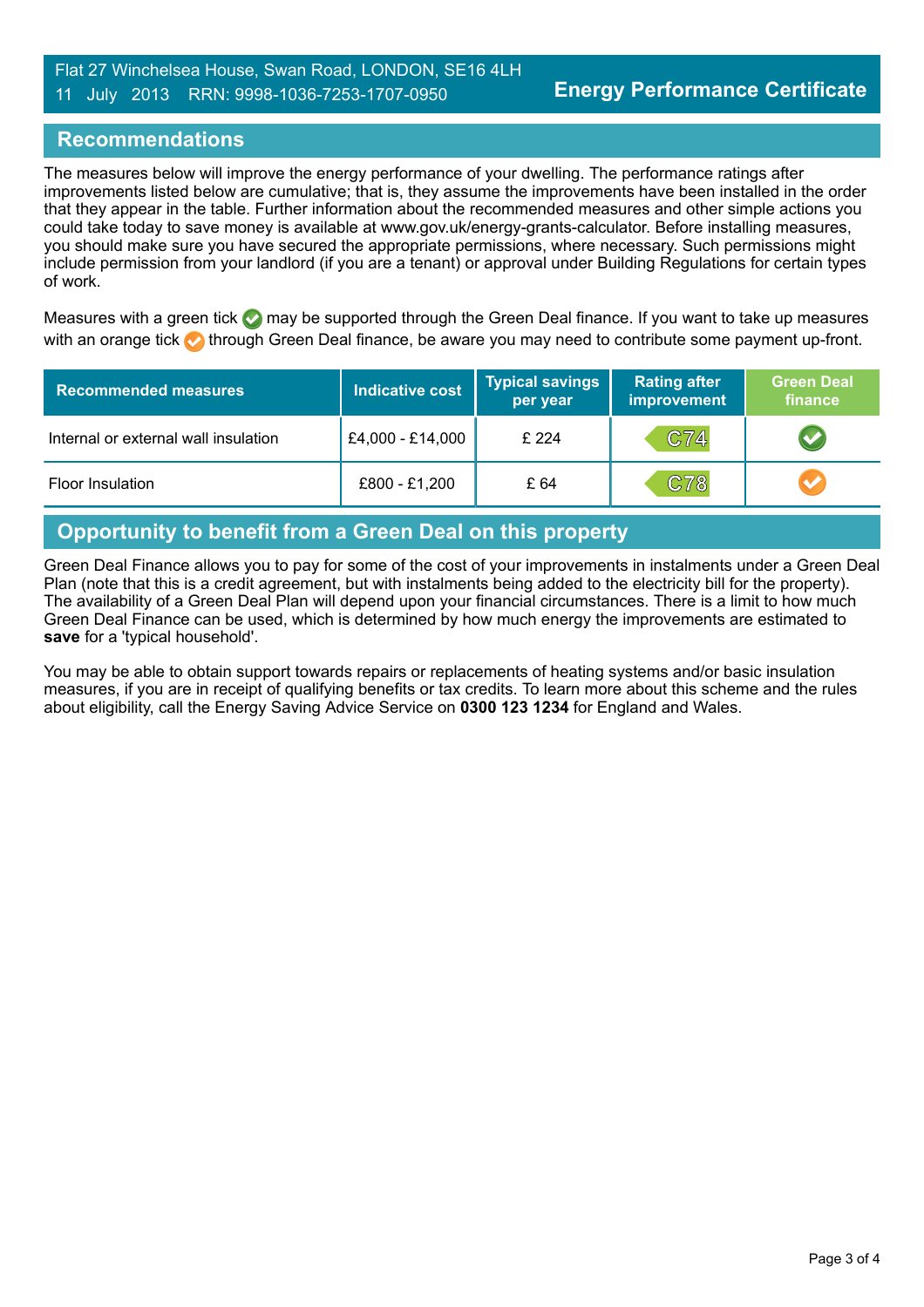Flat 27 Winchelsea House, Swan Road, LONDON, SE16 4LH
11 July 2013 RRN: 9998-1036-7253-1707-0950

**Energy Performance Certificate**

## Recommendations

The measures below will improve the energy performance of your dwelling. The performance ratings after improvements listed below are cumulative; that is, they assume the improvements have been installed in the order that they appear in the table. Further information about the recommended measures and other simple actions you could take today to save money is available at www.gov.uk/energy-grants-calculator. Before installing measures, you should make sure you have secured the appropriate permissions, where necessary. Such permissions might include permission from your landlord (if you are a tenant) or approval under Building Regulations for certain types of work.

Measures with a green tick ✔ may be supported through the Green Deal finance. If you want to take up measures with an orange tick ✔ through Green Deal finance, be aware you may need to contribute some payment up-front.

| Recommended measures | Indicative cost | Typical savings per year | Rating after improvement | Green Deal finance |
|---|---|---|---|---|
| Internal or external wall insulation | £4,000 - £14,000 | £ 224 | C74 | ✔ (green) |
| Floor Insulation | £800 - £1,200 | £ 64 | C78 | ✔ (orange) |

## Opportunity to benefit from a Green Deal on this property

Green Deal Finance allows you to pay for some of the cost of your improvements in instalments under a Green Deal Plan (note that this is a credit agreement, but with instalments being added to the electricity bill for the property). The availability of a Green Deal Plan will depend upon your financial circumstances. There is a limit to how much Green Deal Finance can be used, which is determined by how much energy the improvements are estimated to **save** for a 'typical household'.

You may be able to obtain support towards repairs or replacements of heating systems and/or basic insulation measures, if you are in receipt of qualifying benefits or tax credits. To learn more about this scheme and the rules about eligibility, call the Energy Saving Advice Service on **0300 123 1234** for England and Wales.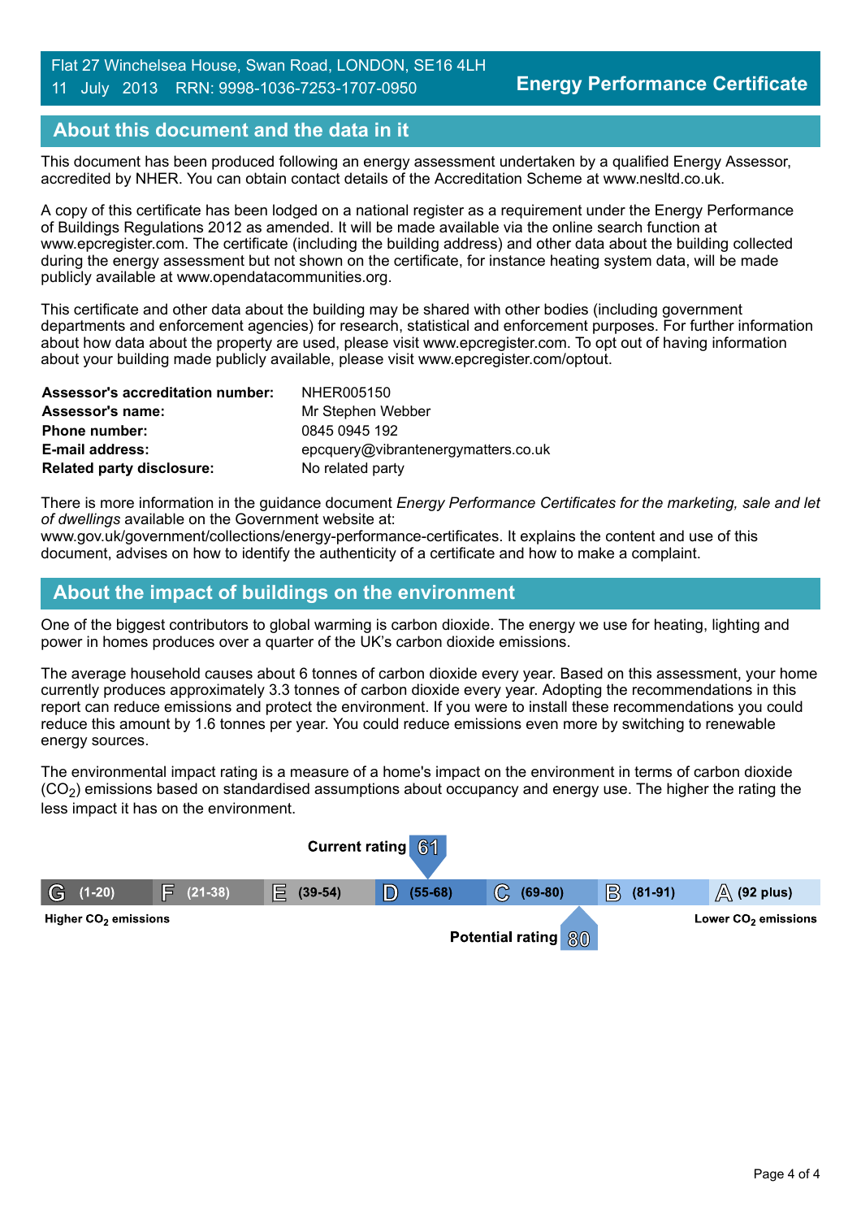Flat 27 Winchelsea House, Swan Road, LONDON, SE16 4LH
11 July 2013 RRN: 9998-1036-7253-1707-0950

**Energy Performance Certificate**

## About this document and the data in it

This document has been produced following an energy assessment undertaken by a qualified Energy Assessor, accredited by NHER. You can obtain contact details of the Accreditation Scheme at www.nesltd.co.uk.

A copy of this certificate has been lodged on a national register as a requirement under the Energy Performance of Buildings Regulations 2012 as amended. It will be made available via the online search function at www.epcregister.com. The certificate (including the building address) and other data about the building collected during the energy assessment but not shown on the certificate, for instance heating system data, will be made publicly available at www.opendatacommunities.org.

This certificate and other data about the building may be shared with other bodies (including government departments and enforcement agencies) for research, statistical and enforcement purposes. For further information about how data about the property are used, please visit www.epcregister.com. To opt out of having information about your building made publicly available, please visit www.epcregister.com/optout.

| | |
|---|---|
| **Assessor's accreditation number:** | NHER005150 |
| **Assessor's name:** | Mr Stephen Webber |
| **Phone number:** | 0845 0945 192 |
| **E-mail address:** | epcquery@vibrantenergymatters.co.uk |
| **Related party disclosure:** | No related party |

There is more information in the guidance document *Energy Performance Certificates for the marketing, sale and let of dwellings* available on the Government website at: www.gov.uk/government/collections/energy-performance-certificates. It explains the content and use of this document, advises on how to identify the authenticity of a certificate and how to make a complaint.

## About the impact of buildings on the environment

One of the biggest contributors to global warming is carbon dioxide. The energy we use for heating, lighting and power in homes produces over a quarter of the UK's carbon dioxide emissions.

The average household causes about 6 tonnes of carbon dioxide every year. Based on this assessment, your home currently produces approximately 3.3 tonnes of carbon dioxide every year. Adopting the recommendations in this report can reduce emissions and protect the environment. If you were to install these recommendations you could reduce this amount by 1.6 tonnes per year. You could reduce emissions even more by switching to renewable energy sources.

The environmental impact rating is a measure of a home's impact on the environment in terms of carbon dioxide ($CO_2$) emissions based on standardised assumptions about occupancy and energy use. The higher the rating the less impact it has on the environment.

Current rating 61

G (1-20)
F (21-38)
E (39-54)
D (55-68)
C (69-80)
B (81-91)
A (92 plus)

Higher $CO_2$ emissions
Lower $CO_2$ emissions

Potential rating 80